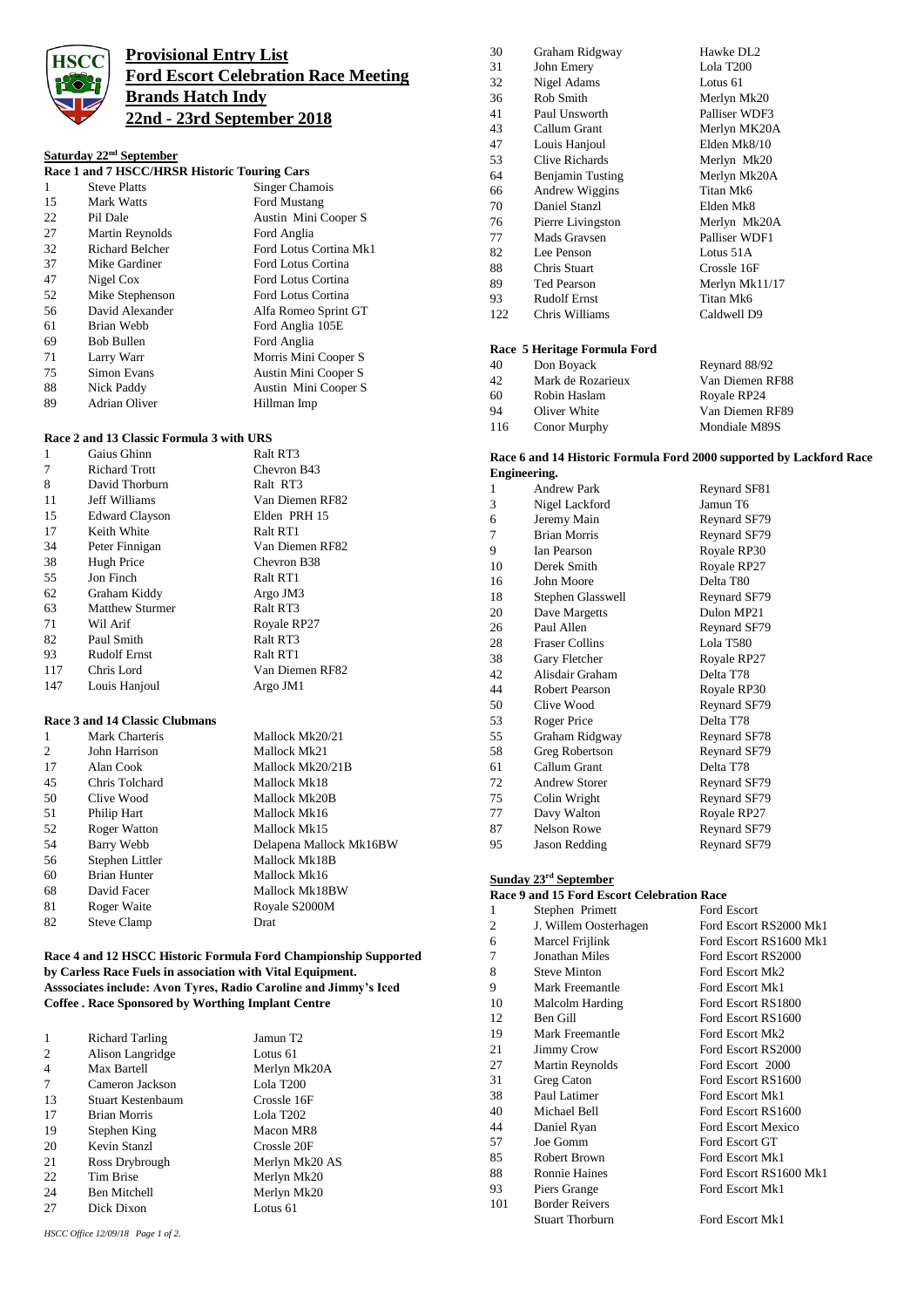# Provisional Entry List
## Ford Escort Celebration Race Meeting
## Brands Hatch Indy
## 22nd - 23rd September 2018

### Saturday 22nd September

**Race 1 and 7 HSCC/HRSR Historic Touring Cars**

| | | |
|---|---|---|
| 1 | Steve Platts | Singer Chamois |
| 15 | Mark Watts | Ford Mustang |
| 22 | Pil Dale | Austin Mini Cooper S |
| 27 | Martin Reynolds | Ford Anglia |
| 32 | Richard Belcher | Ford Lotus Cortina Mk1 |
| 37 | Mike Gardiner | Ford Lotus Cortina |
| 47 | Nigel Cox | Ford Lotus Cortina |
| 52 | Mike Stephenson | Ford Lotus Cortina |
| 56 | David Alexander | Alfa Romeo Sprint GT |
| 61 | Brian Webb | Ford Anglia 105E |
| 69 | Bob Bullen | Ford Anglia |
| 71 | Larry Warr | Morris Mini Cooper S |
| 75 | Simon Evans | Austin Mini Cooper S |
| 88 | Nick Paddy | Austin Mini Cooper S |
| 89 | Adrian Oliver | Hillman Imp |

**Race 2 and 13 Classic Formula 3 with URS**

| | | |
|---|---|---|
| 1 | Gaius Ghinn | Ralt RT3 |
| 7 | Richard Trott | Chevron B43 |
| 8 | David Thorburn | Ralt RT3 |
| 11 | Jeff Williams | Van Diemen RF82 |
| 15 | Edward Clayson | Elden PRH 15 |
| 17 | Keith White | Ralt RT1 |
| 34 | Peter Finnigan | Van Diemen RF82 |
| 38 | Hugh Price | Chevron B38 |
| 55 | Jon Finch | Ralt RT1 |
| 62 | Graham Kiddy | Argo JM3 |
| 63 | Matthew Sturmer | Ralt RT3 |
| 71 | Wil Arif | Royale RP27 |
| 82 | Paul Smith | Ralt RT3 |
| 93 | Rudolf Ernst | Ralt RT1 |
| 117 | Chris Lord | Van Diemen RF82 |
| 147 | Louis Hanjoul | Argo JM1 |

**Race 3 and 14 Classic Clubmans**

| | | |
|---|---|---|
| 1 | Mark Charteris | Mallock Mk20/21 |
| 2 | John Harrison | Mallock Mk21 |
| 17 | Alan Cook | Mallock Mk20/21B |
| 45 | Chris Tolchard | Mallock Mk18 |
| 50 | Clive Wood | Mallock Mk20B |
| 51 | Philip Hart | Mallock Mk16 |
| 52 | Roger Watton | Mallock Mk15 |
| 54 | Barry Webb | Delapena Mallock Mk16BW |
| 56 | Stephen Littler | Mallock Mk18B |
| 60 | Brian Hunter | Mallock Mk16 |
| 68 | David Facer | Mallock Mk18BW |
| 81 | Roger Waite | Royale S2000M |
| 82 | Steve Clamp | Drat |

**Race 4 and 12 HSCC Historic Formula Ford Championship Supported by Carless Race Fuels in association with Vital Equipment. Asssociates include: Avon Tyres, Radio Caroline and Jimmy's Iced Coffee . Race Sponsored by Worthing Implant Centre**

| | | |
|---|---|---|
| 1 | Richard Tarling | Jamun T2 |
| 2 | Alison Langridge | Lotus 61 |
| 4 | Max Bartell | Merlyn Mk20A |
| 7 | Cameron Jackson | Lola T200 |
| 13 | Stuart Kestenbaum | Crossle 16F |
| 17 | Brian Morris | Lola T202 |
| 19 | Stephen King | Macon MR8 |
| 20 | Kevin Stanzl | Crossle 20F |
| 21 | Ross Drybrough | Merlyn Mk20 AS |
| 22 | Tim Brise | Merlyn Mk20 |
| 24 | Ben Mitchell | Merlyn Mk20 |
| 27 | Dick Dixon | Lotus 61 |
| 30 | Graham Ridgway | Hawke DL2 |
| 31 | John Emery | Lola T200 |
| 32 | Nigel Adams | Lotus 61 |
| 36 | Rob Smith | Merlyn Mk20 |
| 41 | Paul Unsworth | Palliser WDF3 |
| 43 | Callum Grant | Merlyn MK20A |
| 47 | Louis Hanjoul | Elden Mk8/10 |
| 53 | Clive Richards | Merlyn Mk20 |
| 64 | Benjamin Tusting | Merlyn Mk20A |
| 66 | Andrew Wiggins | Titan Mk6 |
| 70 | Daniel Stanzl | Elden Mk8 |
| 76 | Pierre Livingston | Merlyn Mk20A |
| 77 | Mads Gravsen | Palliser WDF1 |
| 82 | Lee Penson | Lotus 51A |
| 88 | Chris Stuart | Crossle 16F |
| 89 | Ted Pearson | Merlyn Mk11/17 |
| 93 | Rudolf Ernst | Titan Mk6 |
| 122 | Chris Williams | Caldwell D9 |

**Race 5 Heritage Formula Ford**

| | | |
|---|---|---|
| 40 | Don Boyack | Reynard 88/92 |
| 42 | Mark de Rozarieux | Van Diemen RF88 |
| 60 | Robin Haslam | Royale RP24 |
| 94 | Oliver White | Van Diemen RF89 |
| 116 | Conor Murphy | Mondiale M89S |

**Race 6 and 14 Historic Formula Ford 2000 supported by Lackford Race Engineering.**

| | | |
|---|---|---|
| 1 | Andrew Park | Reynard SF81 |
| 3 | Nigel Lackford | Jamun T6 |
| 6 | Jeremy Main | Reynard SF79 |
| 7 | Brian Morris | Reynard SF79 |
| 9 | Ian Pearson | Royale RP30 |
| 10 | Derek Smith | Royale RP27 |
| 16 | John Moore | Delta T80 |
| 18 | Stephen Glasswell | Reynard SF79 |
| 20 | Dave Margetts | Dulon MP21 |
| 26 | Paul Allen | Reynard SF79 |
| 28 | Fraser Collins | Lola T580 |
| 38 | Gary Fletcher | Royale RP27 |
| 42 | Alisdair Graham | Delta T78 |
| 44 | Robert Pearson | Royale RP30 |
| 50 | Clive Wood | Reynard SF79 |
| 53 | Roger Price | Delta T78 |
| 55 | Graham Ridgway | Reynard SF78 |
| 58 | Greg Robertson | Reynard SF79 |
| 61 | Callum Grant | Delta T78 |
| 72 | Andrew Storer | Reynard SF79 |
| 75 | Colin Wright | Reynard SF79 |
| 77 | Davy Walton | Royale RP27 |
| 87 | Nelson Rowe | Reynard SF79 |
| 95 | Jason Redding | Reynard SF79 |

### Sunday 23rd September

**Race 9 and 15 Ford Escort Celebration Race**

| | | |
|---|---|---|
| 1 | Stephen Primett | Ford Escort |
| 2 | J. Willem Oosterhagen | Ford Escort RS2000 Mk1 |
| 6 | Marcel Frijlink | Ford Escort RS1600 Mk1 |
| 7 | Jonathan Miles | Ford Escort RS2000 |
| 8 | Steve Minton | Ford Escort Mk2 |
| 9 | Mark Freemantle | Ford Escort Mk1 |
| 10 | Malcolm Harding | Ford Escort RS1800 |
| 12 | Ben Gill | Ford Escort RS1600 |
| 19 | Mark Freemantle | Ford Escort Mk2 |
| 21 | Jimmy Crow | Ford Escort RS2000 |
| 27 | Martin Reynolds | Ford Escort 2000 |
| 31 | Greg Caton | Ford Escort RS1600 |
| 38 | Paul Latimer | Ford Escort Mk1 |
| 40 | Michael Bell | Ford Escort RS1600 |
| 44 | Daniel Ryan | Ford Escort Mexico |
| 57 | Joe Gomm | Ford Escort GT |
| 85 | Robert Brown | Ford Escort Mk1 |
| 88 | Ronnie Haines | Ford Escort RS1600 Mk1 |
| 93 | Piers Grange | Ford Escort Mk1 |
| 101 | Border Reivers | |
| | Stuart Thorburn | Ford Escort Mk1 |

*HSCC Office 12/09/18*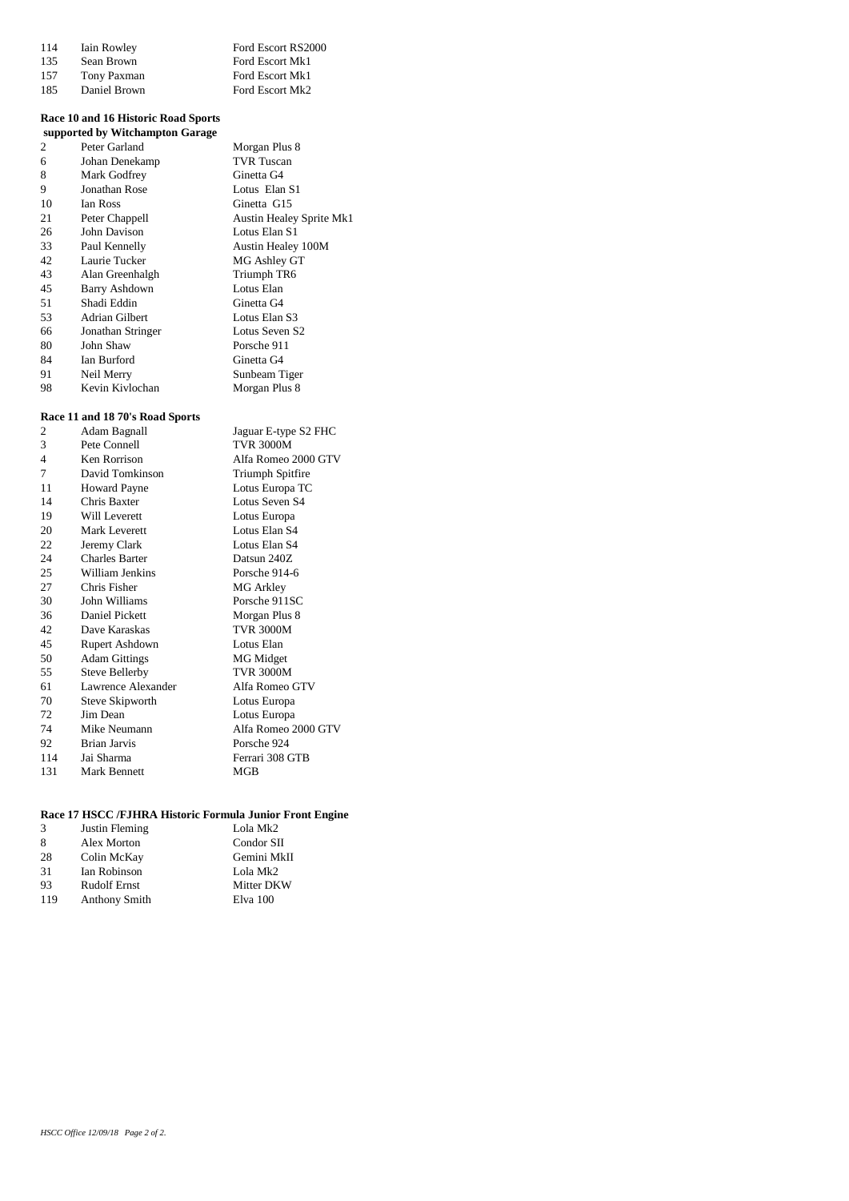| | | |
|---|---|---|
| 114 | Iain Rowley | Ford Escort RS2000 |
| 135 | Sean Brown | Ford Escort Mk1 |
| 157 | Tony Paxman | Ford Escort Mk1 |
| 185 | Daniel Brown | Ford Escort Mk2 |

**Race 10 and 16 Historic Road Sports supported by Witchampton Garage**

| | | |
|---|---|---|
| 2 | Peter Garland | Morgan Plus 8 |
| 6 | Johan Denekamp | TVR Tuscan |
| 8 | Mark Godfrey | Ginetta G4 |
| 9 | Jonathan Rose | Lotus Elan S1 |
| 10 | Ian Ross | Ginetta G15 |
| 21 | Peter Chappell | Austin Healey Sprite Mk1 |
| 26 | John Davison | Lotus Elan S1 |
| 33 | Paul Kennelly | Austin Healey 100M |
| 42 | Laurie Tucker | MG Ashley GT |
| 43 | Alan Greenhalgh | Triumph TR6 |
| 45 | Barry Ashdown | Lotus Elan |
| 51 | Shadi Eddin | Ginetta G4 |
| 53 | Adrian Gilbert | Lotus Elan S3 |
| 66 | Jonathan Stringer | Lotus Seven S2 |
| 80 | John Shaw | Porsche 911 |
| 84 | Ian Burford | Ginetta G4 |
| 91 | Neil Merry | Sunbeam Tiger |
| 98 | Kevin Kivlochan | Morgan Plus 8 |

**Race 11 and 18 70's Road Sports**

| | | |
|---|---|---|
| 2 | Adam Bagnall | Jaguar E-type S2 FHC |
| 3 | Pete Connell | TVR 3000M |
| 4 | Ken Rorrison | Alfa Romeo 2000 GTV |
| 7 | David Tomkinson | Triumph Spitfire |
| 11 | Howard Payne | Lotus Europa TC |
| 14 | Chris Baxter | Lotus Seven S4 |
| 19 | Will Leverett | Lotus Europa |
| 20 | Mark Leverett | Lotus Elan S4 |
| 22 | Jeremy Clark | Lotus Elan S4 |
| 24 | Charles Barter | Datsun 240Z |
| 25 | William Jenkins | Porsche 914-6 |
| 27 | Chris Fisher | MG Arkley |
| 30 | John Williams | Porsche 911SC |
| 36 | Daniel Pickett | Morgan Plus 8 |
| 42 | Dave Karaskas | TVR 3000M |
| 45 | Rupert Ashdown | Lotus Elan |
| 50 | Adam Gittings | MG Midget |
| 55 | Steve Bellerby | TVR 3000M |
| 61 | Lawrence Alexander | Alfa Romeo GTV |
| 70 | Steve Skipworth | Lotus Europa |
| 72 | Jim Dean | Lotus Europa |
| 74 | Mike Neumann | Alfa Romeo 2000 GTV |
| 92 | Brian Jarvis | Porsche 924 |
| 114 | Jai Sharma | Ferrari 308 GTB |
| 131 | Mark Bennett | MGB |

**Race 17 HSCC /FJHRA Historic Formula Junior Front Engine**

| | | |
|---|---|---|
| 3 | Justin Fleming | Lola Mk2 |
| 8 | Alex Morton | Condor SII |
| 28 | Colin McKay | Gemini MkII |
| 31 | Ian Robinson | Lola Mk2 |
| 93 | Rudolf Ernst | Mitter DKW |
| 119 | Anthony Smith | Elva 100 |

*HSCC Office 12/09/18*